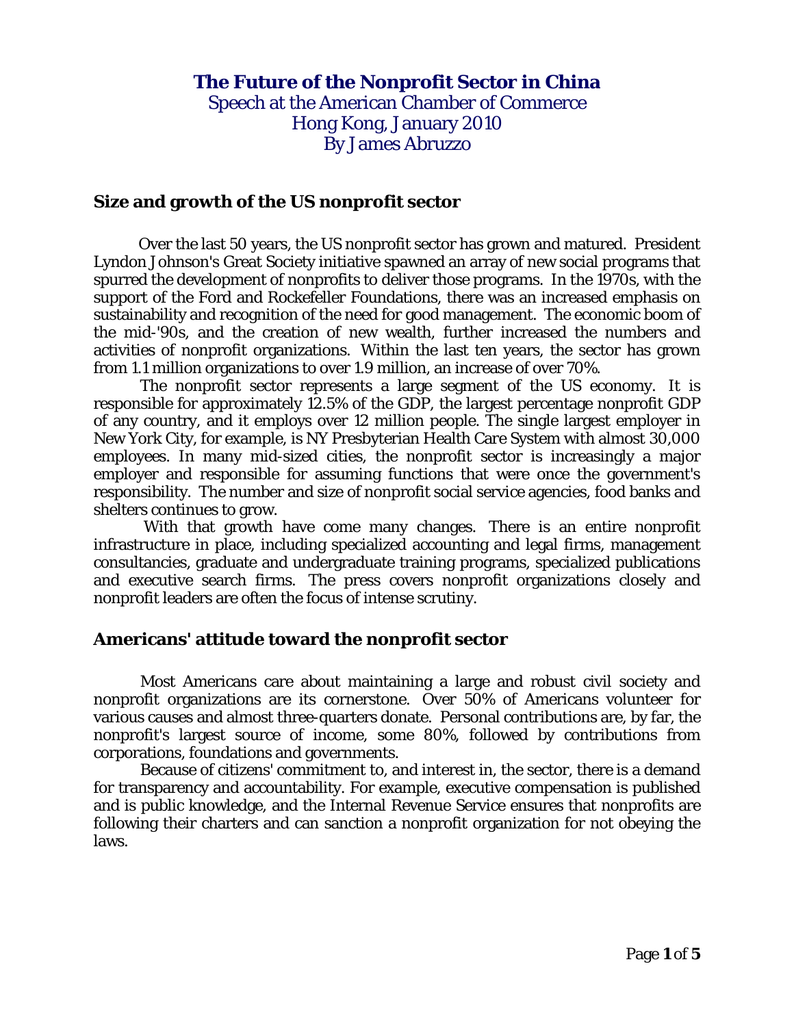# The Future of the Nonprofit Sector in China

Speech at the American Chamber of Commerce
Hong Kong, January 2010
By James Abruzzo

## Size and growth of the US nonprofit sector

Over the last 50 years, the US nonprofit sector has grown and matured. President Lyndon Johnson's Great Society initiative spawned an array of new social programs that spurred the development of nonprofits to deliver those programs. In the 1970s, with the support of the Ford and Rockefeller Foundations, there was an increased emphasis on sustainability and recognition of the need for good management. The economic boom of the mid-'90s, and the creation of new wealth, further increased the numbers and activities of nonprofit organizations. Within the last ten years, the sector has grown from 1.1 million organizations to over 1.9 million, an increase of over 70%.

The nonprofit sector represents a large segment of the US economy. It is responsible for approximately 12.5% of the GDP, the largest percentage nonprofit GDP of any country, and it employs over 12 million people. The single largest employer in New York City, for example, is NY Presbyterian Health Care System with almost 30,000 employees. In many mid-sized cities, the nonprofit sector is increasingly a major employer and responsible for assuming functions that were once the government's responsibility. The number and size of nonprofit social service agencies, food banks and shelters continues to grow.

With that growth have come many changes. There is an entire nonprofit infrastructure in place, including specialized accounting and legal firms, management consultancies, graduate and undergraduate training programs, specialized publications and executive search firms. The press covers nonprofit organizations closely and nonprofit leaders are often the focus of intense scrutiny.

## Americans' attitude toward the nonprofit sector

Most Americans care about maintaining a large and robust civil society and nonprofit organizations are its cornerstone. Over 50% of Americans volunteer for various causes and almost three-quarters donate. Personal contributions are, by far, the nonprofit's largest source of income, some 80%, followed by contributions from corporations, foundations and governments.

Because of citizens' commitment to, and interest in, the sector, there is a demand for transparency and accountability. For example, executive compensation is published and is public knowledge, and the Internal Revenue Service ensures that nonprofits are following their charters and can sanction a nonprofit organization for not obeying the laws.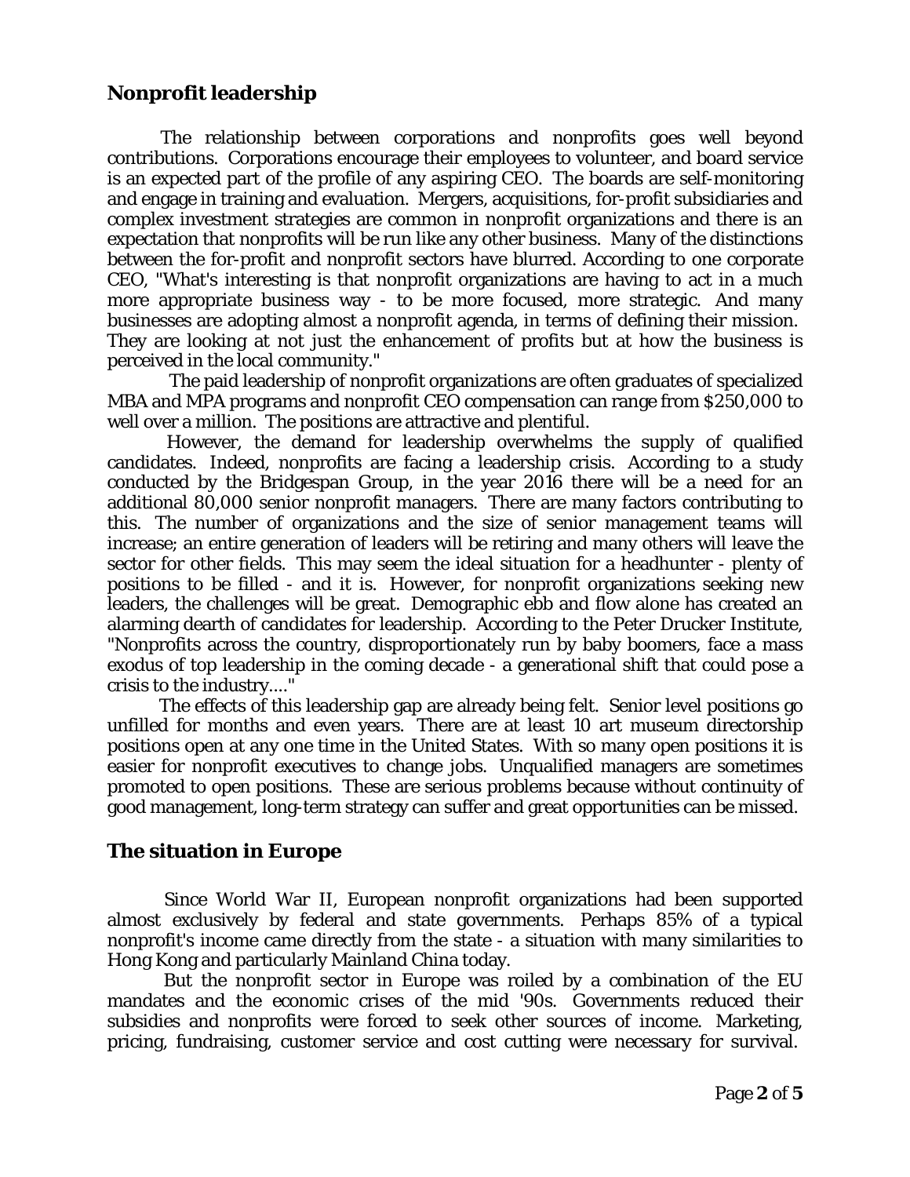## Nonprofit leadership

The relationship between corporations and nonprofits goes well beyond contributions. Corporations encourage their employees to volunteer, and board service is an expected part of the profile of any aspiring CEO. The boards are self-monitoring and engage in training and evaluation. Mergers, acquisitions, for-profit subsidiaries and complex investment strategies are common in nonprofit organizations and there is an expectation that nonprofits will be run like any other business. Many of the distinctions between the for-profit and nonprofit sectors have blurred. According to one corporate CEO, "What's interesting is that nonprofit organizations are having to act in a much more appropriate business way - to be more focused, more strategic. And many businesses are adopting almost a nonprofit agenda, in terms of defining their mission. They are looking at not just the enhancement of profits but at how the business is perceived in the local community."

The paid leadership of nonprofit organizations are often graduates of specialized MBA and MPA programs and nonprofit CEO compensation can range from $250,000 to well over a million. The positions are attractive and plentiful.

However, the demand for leadership overwhelms the supply of qualified candidates. Indeed, nonprofits are facing a leadership crisis. According to a study conducted by the Bridgespan Group, in the year 2016 there will be a need for an additional 80,000 senior nonprofit managers. There are many factors contributing to this. The number of organizations and the size of senior management teams will increase; an entire generation of leaders will be retiring and many others will leave the sector for other fields. This may seem the ideal situation for a headhunter - plenty of positions to be filled - and it is. However, for nonprofit organizations seeking new leaders, the challenges will be great. Demographic ebb and flow alone has created an alarming dearth of candidates for leadership. According to the Peter Drucker Institute, "Nonprofits across the country, disproportionately run by baby boomers, face a mass exodus of top leadership in the coming decade - a generational shift that could pose a crisis to the industry...."

The effects of this leadership gap are already being felt. Senior level positions go unfilled for months and even years. There are at least 10 art museum directorship positions open at any one time in the United States. With so many open positions it is easier for nonprofit executives to change jobs. Unqualified managers are sometimes promoted to open positions. These are serious problems because without continuity of good management, long-term strategy can suffer and great opportunities can be missed.

## The situation in Europe

Since World War II, European nonprofit organizations had been supported almost exclusively by federal and state governments. Perhaps 85% of a typical nonprofit's income came directly from the state - a situation with many similarities to Hong Kong and particularly Mainland China today.

But the nonprofit sector in Europe was roiled by a combination of the EU mandates and the economic crises of the mid '90s. Governments reduced their subsidies and nonprofits were forced to seek other sources of income. Marketing, pricing, fundraising, customer service and cost cutting were necessary for survival.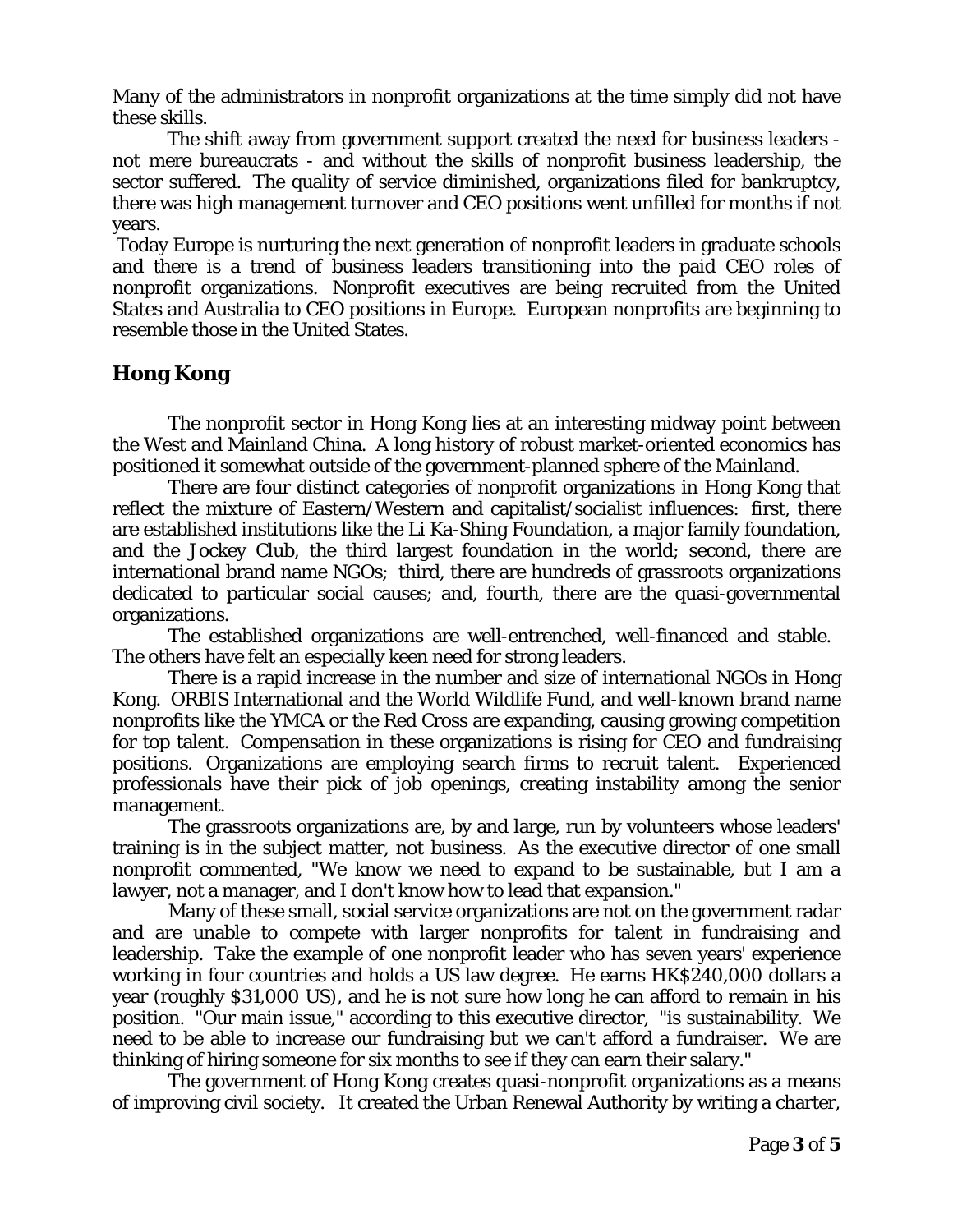Many of the administrators in nonprofit organizations at the time simply did not have these skills.

The shift away from government support created the need for business leaders - not mere bureaucrats - and without the skills of nonprofit business leadership, the sector suffered. The quality of service diminished, organizations filed for bankruptcy, there was high management turnover and CEO positions went unfilled for months if not years.

Today Europe is nurturing the next generation of nonprofit leaders in graduate schools and there is a trend of business leaders transitioning into the paid CEO roles of nonprofit organizations. Nonprofit executives are being recruited from the United States and Australia to CEO positions in Europe. European nonprofits are beginning to resemble those in the United States.

## Hong Kong

The nonprofit sector in Hong Kong lies at an interesting midway point between the West and Mainland China. A long history of robust market-oriented economics has positioned it somewhat outside of the government-planned sphere of the Mainland.

There are four distinct categories of nonprofit organizations in Hong Kong that reflect the mixture of Eastern/Western and capitalist/socialist influences: first, there are established institutions like the Li Ka-Shing Foundation, a major family foundation, and the Jockey Club, the third largest foundation in the world; second, there are international brand name NGOs; third, there are hundreds of grassroots organizations dedicated to particular social causes; and, fourth, there are the quasi-governmental organizations.

The established organizations are well-entrenched, well-financed and stable. The others have felt an especially keen need for strong leaders.

There is a rapid increase in the number and size of international NGOs in Hong Kong. ORBIS International and the World Wildlife Fund, and well-known brand name nonprofits like the YMCA or the Red Cross are expanding, causing growing competition for top talent. Compensation in these organizations is rising for CEO and fundraising positions. Organizations are employing search firms to recruit talent. Experienced professionals have their pick of job openings, creating instability among the senior management.

The grassroots organizations are, by and large, run by volunteers whose leaders' training is in the subject matter, not business. As the executive director of one small nonprofit commented, "We know we need to expand to be sustainable, but I am a lawyer, not a manager, and I don't know how to lead that expansion."

Many of these small, social service organizations are not on the government radar and are unable to compete with larger nonprofits for talent in fundraising and leadership. Take the example of one nonprofit leader who has seven years' experience working in four countries and holds a US law degree. He earns HK$240,000 dollars a year (roughly $31,000 US), and he is not sure how long he can afford to remain in his position. "Our main issue," according to this executive director, "is sustainability. We need to be able to increase our fundraising but we can't afford a fundraiser. We are thinking of hiring someone for six months to see if they can earn their salary."

The government of Hong Kong creates quasi-nonprofit organizations as a means of improving civil society. It created the Urban Renewal Authority by writing a charter,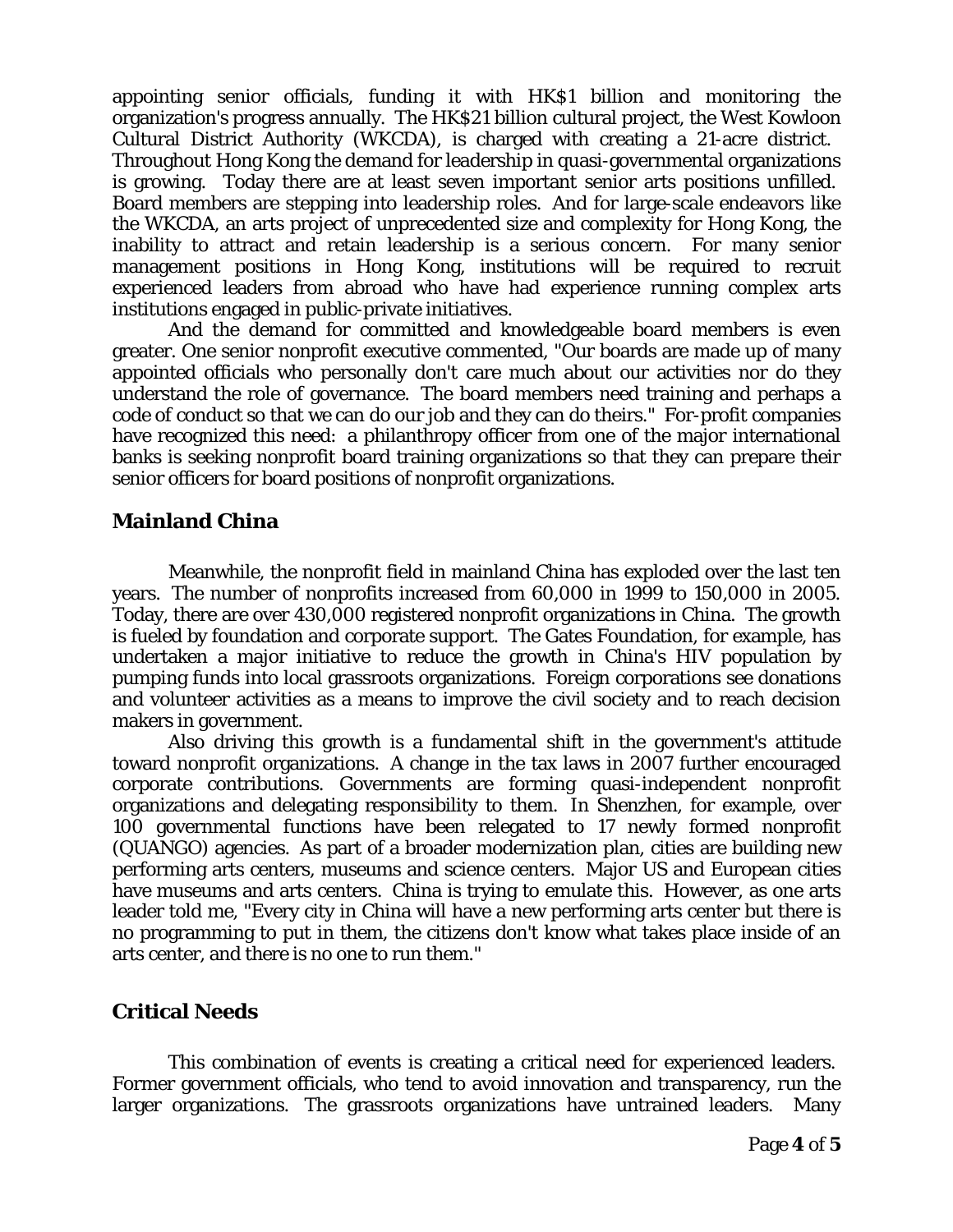appointing senior officials, funding it with HK$1 billion and monitoring the organization's progress annually. The HK$21 billion cultural project, the West Kowloon Cultural District Authority (WKCDA), is charged with creating a 21-acre district. Throughout Hong Kong the demand for leadership in quasi-governmental organizations is growing. Today there are at least seven important senior arts positions unfilled. Board members are stepping into leadership roles. And for large-scale endeavors like the WKCDA, an arts project of unprecedented size and complexity for Hong Kong, the inability to attract and retain leadership is a serious concern. For many senior management positions in Hong Kong, institutions will be required to recruit experienced leaders from abroad who have had experience running complex arts institutions engaged in public-private initiatives.

And the demand for committed and knowledgeable board members is even greater. One senior nonprofit executive commented, "Our boards are made up of many appointed officials who personally don't care much about our activities nor do they understand the role of governance. The board members need training and perhaps a code of conduct so that we can do our job and they can do theirs." For-profit companies have recognized this need: a philanthropy officer from one of the major international banks is seeking nonprofit board training organizations so that they can prepare their senior officers for board positions of nonprofit organizations.

## Mainland China

Meanwhile, the nonprofit field in mainland China has exploded over the last ten years. The number of nonprofits increased from 60,000 in 1999 to 150,000 in 2005. Today, there are over 430,000 registered nonprofit organizations in China. The growth is fueled by foundation and corporate support. The Gates Foundation, for example, has undertaken a major initiative to reduce the growth in China's HIV population by pumping funds into local grassroots organizations. Foreign corporations see donations and volunteer activities as a means to improve the civil society and to reach decision makers in government.

Also driving this growth is a fundamental shift in the government's attitude toward nonprofit organizations. A change in the tax laws in 2007 further encouraged corporate contributions. Governments are forming quasi-independent nonprofit organizations and delegating responsibility to them. In Shenzhen, for example, over 100 governmental functions have been relegated to 17 newly formed nonprofit (QUANGO) agencies. As part of a broader modernization plan, cities are building new performing arts centers, museums and science centers. Major US and European cities have museums and arts centers. China is trying to emulate this. However, as one arts leader told me, "Every city in China will have a new performing arts center but there is no programming to put in them, the citizens don't know what takes place inside of an arts center, and there is no one to run them."

## Critical Needs

This combination of events is creating a critical need for experienced leaders. Former government officials, who tend to avoid innovation and transparency, run the larger organizations. The grassroots organizations have untrained leaders. Many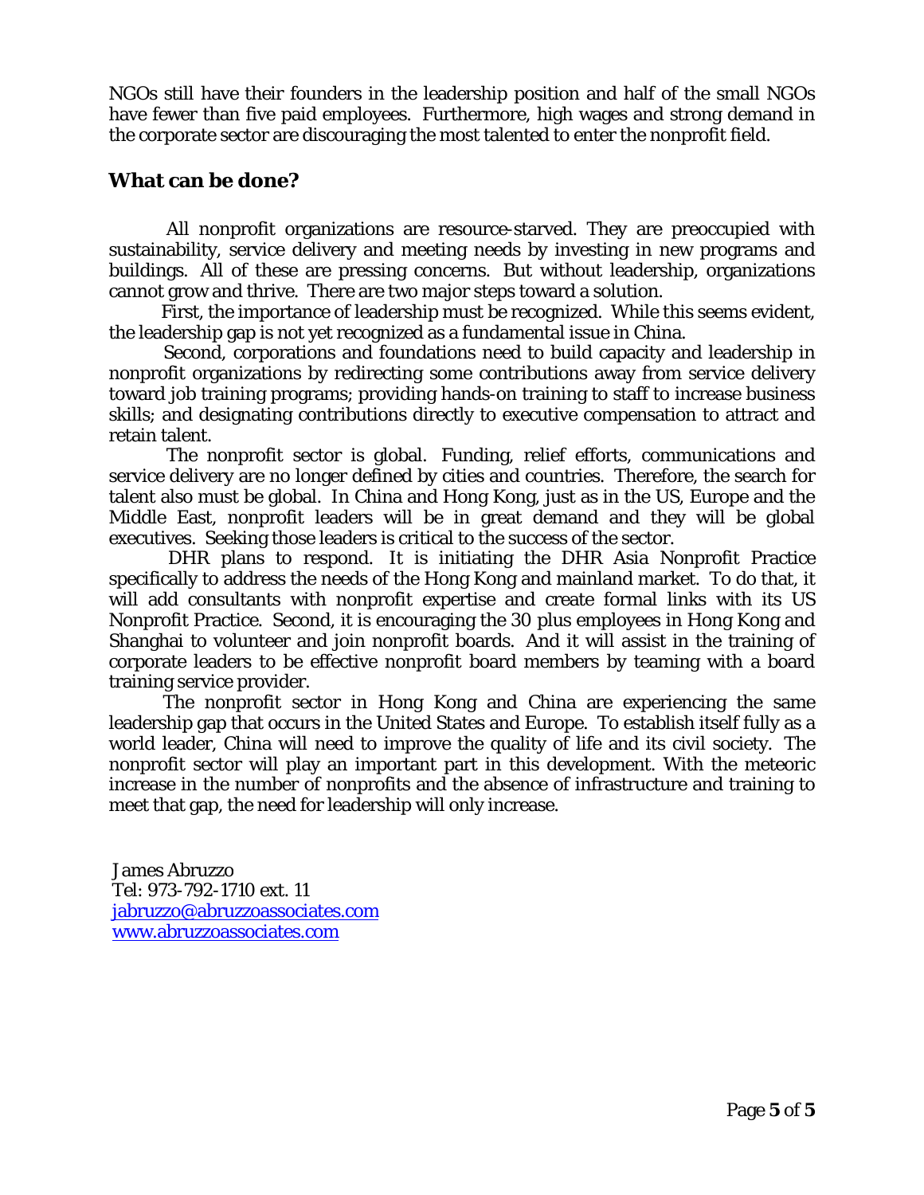NGOs still have their founders in the leadership position and half of the small NGOs have fewer than five paid employees. Furthermore, high wages and strong demand in the corporate sector are discouraging the most talented to enter the nonprofit field.

## What can be done?

All nonprofit organizations are resource-starved. They are preoccupied with sustainability, service delivery and meeting needs by investing in new programs and buildings. All of these are pressing concerns. But without leadership, organizations cannot grow and thrive. There are two major steps toward a solution.

First, the importance of leadership must be recognized. While this seems evident, the leadership gap is not yet recognized as a fundamental issue in China.

Second, corporations and foundations need to build capacity and leadership in nonprofit organizations by redirecting some contributions away from service delivery toward job training programs; providing hands-on training to staff to increase business skills; and designating contributions directly to executive compensation to attract and retain talent.

The nonprofit sector is global. Funding, relief efforts, communications and service delivery are no longer defined by cities and countries. Therefore, the search for talent also must be global. In China and Hong Kong, just as in the US, Europe and the Middle East, nonprofit leaders will be in great demand and they will be global executives. Seeking those leaders is critical to the success of the sector.

DHR plans to respond. It is initiating the DHR Asia Nonprofit Practice specifically to address the needs of the Hong Kong and mainland market. To do that, it will add consultants with nonprofit expertise and create formal links with its US Nonprofit Practice. Second, it is encouraging the 30 plus employees in Hong Kong and Shanghai to volunteer and join nonprofit boards. And it will assist in the training of corporate leaders to be effective nonprofit board members by teaming with a board training service provider.

The nonprofit sector in Hong Kong and China are experiencing the same leadership gap that occurs in the United States and Europe. To establish itself fully as a world leader, China will need to improve the quality of life and its civil society. The nonprofit sector will play an important part in this development. With the meteoric increase in the number of nonprofits and the absence of infrastructure and training to meet that gap, the need for leadership will only increase.

James Abruzzo
Tel: 973-792-1710 ext. 11
jabruzzo@abruzzoassociates.com
www.abruzzoassociates.com